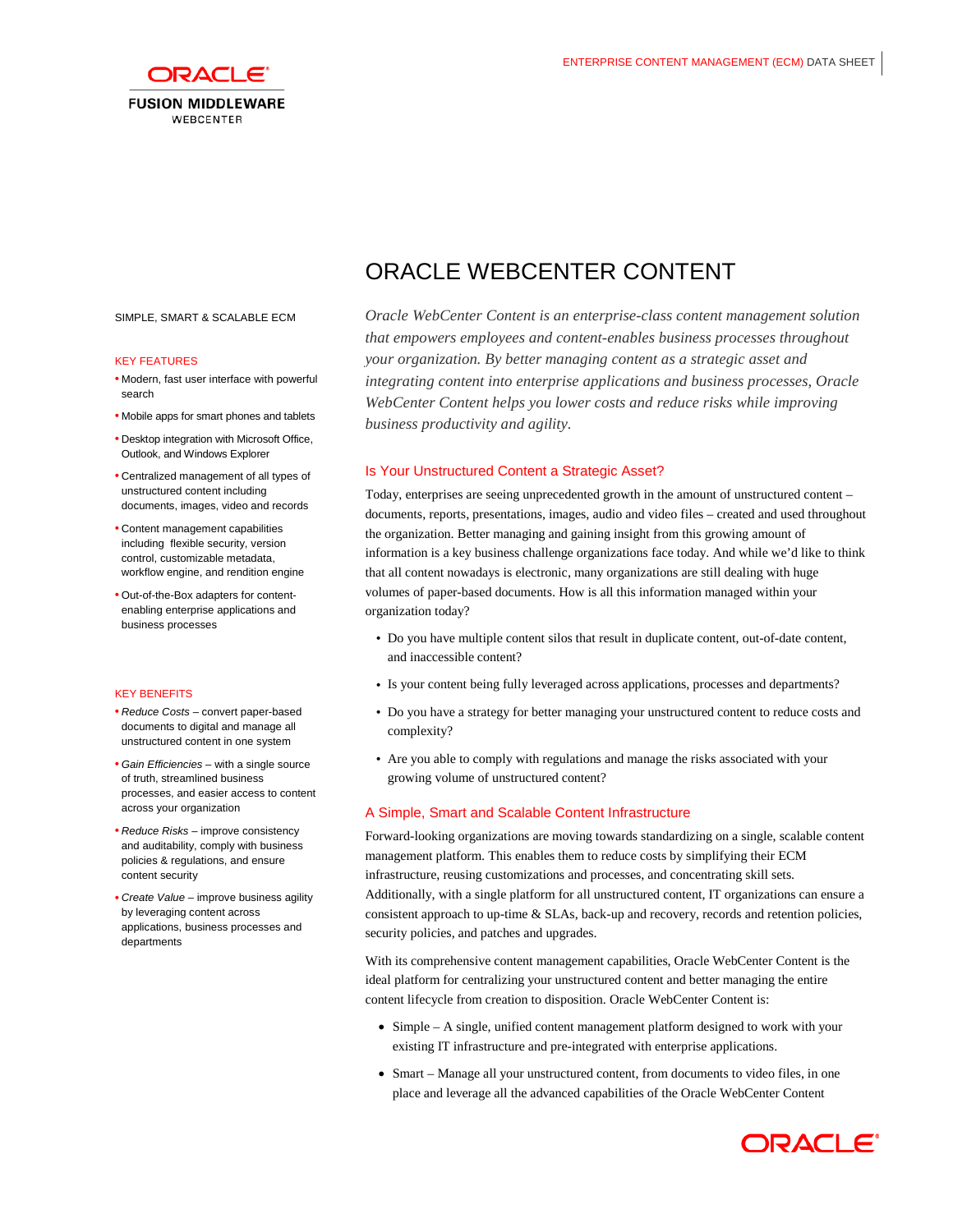ENTERPRISE CONTENT MANAGEMENT (ECM) DATA SHEET

# ORACLE WEBCENTER CONTENT

SIMPLE, SMART & SCALABLE ECM

*Oracle WebCenter Content is an enterprise-class content management solution that empowers employees and content-enables business processes throughout your organization. By better managing content as a strategic asset and integrating content into enterprise applications and business processes, Oracle WebCenter Content helps you lower costs and reduce risks while improving business productivity and agility.*

## Is Your Unstructured Content a Strategic Asset?

Today, enterprises are seeing unprecedented growth in the amount of unstructured content – documents, reports, presentations, images, audio and video files – created and used throughout the organization. Better managing and gaining insight from this growing amount of information is a key business challenge organizations face today. And while we'd like to think that all content nowadays is electronic, many organizations are still dealing with huge volumes of paper-based documents. How is all this information managed within your organization today?

- Do you have multiple content silos that result in duplicate content, out-of-date content, and inaccessible content?
- Is your content being fully leveraged across applications, processes and departments?
- Do you have a strategy for better managing your unstructured content to reduce costs and complexity?
- Are you able to comply with regulations and manage the risks associated with your growing volume of unstructured content?

## A Simple, Smart and Scalable Content Infrastructure

Forward-looking organizations are moving towards standardizing on a single, scalable content management platform. This enables them to reduce costs by simplifying their ECM infrastructure, reusing customizations and processes, and concentrating skill sets. Additionally, with a single platform for all unstructured content, IT organizations can ensure a consistent approach to up-time & SLAs, back-up and recovery, records and retention policies, security policies, and patches and upgrades.

With its comprehensive content management capabilities, Oracle WebCenter Content is the ideal platform for centralizing your unstructured content and better managing the entire content lifecycle from creation to disposition. Oracle WebCenter Content is:

- Simple – A single, unified content management platform designed to work with your existing IT infrastructure and pre-integrated with enterprise applications.
- Smart – Manage all your unstructured content, from documents to video files, in one place and leverage all the advanced capabilities of the Oracle WebCenter Content

### KEY FEATURES

- Modern, fast user interface with powerful search
- Mobile apps for smart phones and tablets
- Desktop integration with Microsoft Office, Outlook, and Windows Explorer
- Centralized management of all types of unstructured content including documents, images, video and records
- Content management capabilities including flexible security, version control, customizable metadata, workflow engine, and rendition engine
- Out-of-the-Box adapters for content-enabling enterprise applications and business processes

### KEY BENEFITS

- *Reduce Costs* – convert paper-based documents to digital and manage all unstructured content in one system
- *Gain Efficiencies* – with a single source of truth, streamlined business processes, and easier access to content across your organization
- *Reduce Risks* – improve consistency and auditability, comply with business policies & regulations, and ensure content security
- *Create Value* – improve business agility by leveraging content across applications, business processes and departments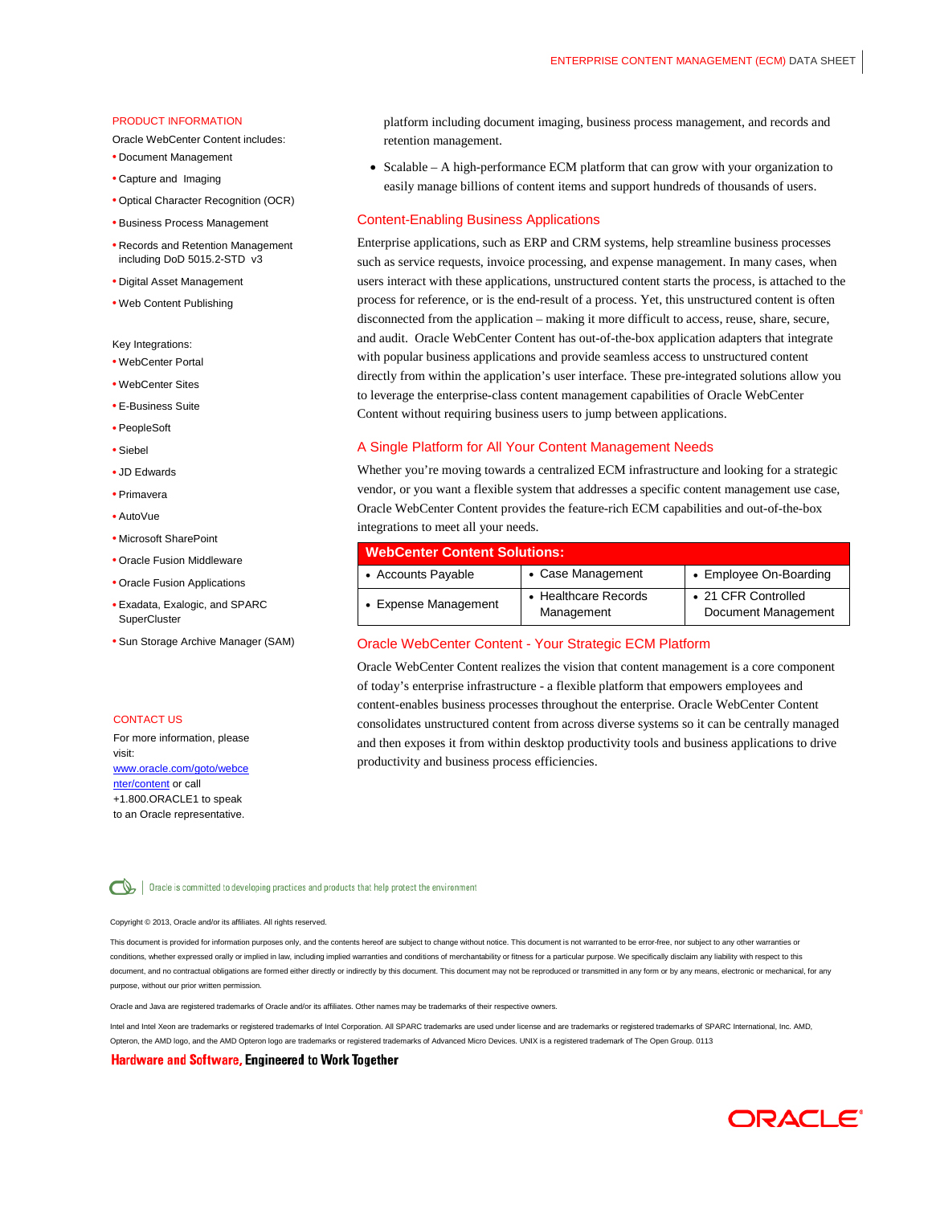platform including document imaging, business process management, and records and retention management.

- Scalable – A high-performance ECM platform that can grow with your organization to easily manage billions of content items and support hundreds of thousands of users.

## Content-Enabling Business Applications

Enterprise applications, such as ERP and CRM systems, help streamline business processes such as service requests, invoice processing, and expense management. In many cases, when users interact with these applications, unstructured content starts the process, is attached to the process for reference, or is the end-result of a process. Yet, this unstructured content is often disconnected from the application – making it more difficult to access, reuse, share, secure, and audit. Oracle WebCenter Content has out-of-the-box application adapters that integrate with popular business applications and provide seamless access to unstructured content directly from within the application's user interface. These pre-integrated solutions allow you to leverage the enterprise-class content management capabilities of Oracle WebCenter Content without requiring business users to jump between applications.

## A Single Platform for All Your Content Management Needs

Whether you're moving towards a centralized ECM infrastructure and looking for a strategic vendor, or you want a flexible system that addresses a specific content management use case, Oracle WebCenter Content provides the feature-rich ECM capabilities and out-of-the-box integrations to meet all your needs.

| WebCenter Content Solutions: | | |
|---|---|---|
| • Accounts Payable | • Case Management | • Employee On-Boarding |
| • Expense Management | • Healthcare Records Management | • 21 CFR Controlled Document Management |

## Oracle WebCenter Content - Your Strategic ECM Platform

Oracle WebCenter Content realizes the vision that content management is a core component of today's enterprise infrastructure - a flexible platform that empowers employees and content-enables business processes throughout the enterprise. Oracle WebCenter Content consolidates unstructured content from across diverse systems so it can be centrally managed and then exposes it from within desktop productivity tools and business applications to drive productivity and business process efficiencies.

### PRODUCT INFORMATION

Oracle WebCenter Content includes:

- Document Management
- Capture and Imaging
- Optical Character Recognition (OCR)
- Business Process Management
- Records and Retention Management including DoD 5015.2-STD v3
- Digital Asset Management
- Web Content Publishing

Key Integrations:

- WebCenter Portal
- WebCenter Sites
- E-Business Suite
- PeopleSoft
- Siebel
- JD Edwards
- Primavera
- AutoVue
- Microsoft SharePoint
- Oracle Fusion Middleware
- Oracle Fusion Applications
- Exadata, Exalogic, and SPARC SuperCluster
- Sun Storage Archive Manager (SAM)

### CONTACT US

For more information, please visit: www.oracle.com/goto/webcenter/content or call +1.800.ORACLE1 to speak to an Oracle representative.

Oracle is committed to developing practices and products that help protect the environment

Copyright © 2013, Oracle and/or its affiliates. All rights reserved.

This document is provided for information purposes only, and the contents hereof are subject to change without notice. This document is not warranted to be error-free, nor subject to any other warranties or conditions, whether expressed orally or implied in law, including implied warranties and conditions of merchantability or fitness for a particular purpose. We specifically disclaim any liability with respect to this document, and no contractual obligations are formed either directly or indirectly by this document. This document may not be reproduced or transmitted in any form or by any means, electronic or mechanical, for any purpose, without our prior written permission.

Oracle and Java are registered trademarks of Oracle and/or its affiliates. Other names may be trademarks of their respective owners.

Intel and Intel Xeon are trademarks or registered trademarks of Intel Corporation. All SPARC trademarks are used under license and are trademarks or registered trademarks of SPARC International, Inc. AMD, Opteron, the AMD logo, and the AMD Opteron logo are trademarks or registered trademarks of Advanced Micro Devices. UNIX is a registered trademark of The Open Group. 0113

**Hardware and Software, Engineered to Work Together**

ORACLE